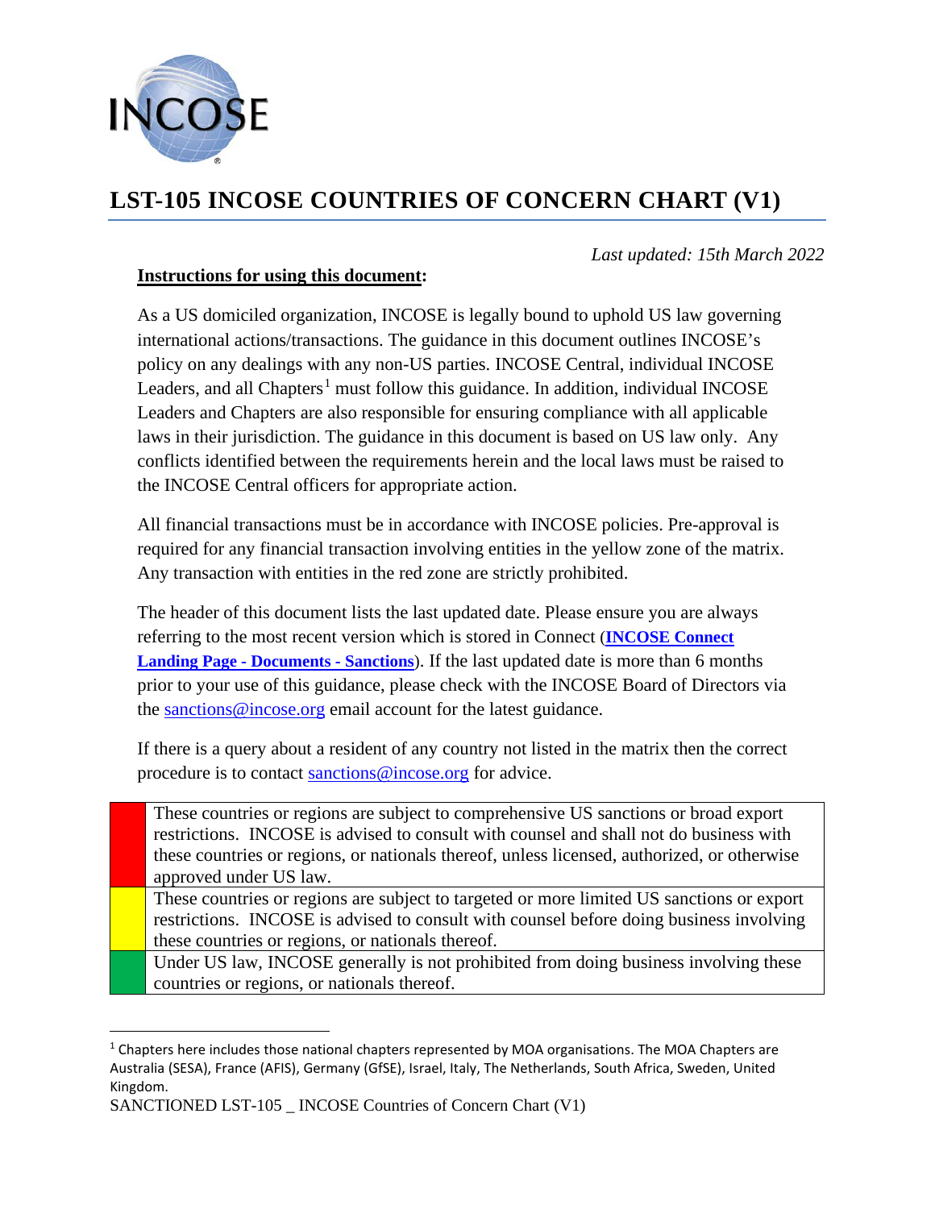# LST-105 INCOSE COUNTRIES OF CONCERN CHART (V1)

*Last updated: 15th March 2022*

**Instructions for using this document:**

As a US domiciled organization, INCOSE is legally bound to uphold US law governing international actions/transactions. The guidance in this document outlines INCOSE's policy on any dealings with any non-US parties. INCOSE Central, individual INCOSE Leaders, and all Chapters[1] must follow this guidance. In addition, individual INCOSE Leaders and Chapters are also responsible for ensuring compliance with all applicable laws in their jurisdiction. The guidance in this document is based on US law only. Any conflicts identified between the requirements herein and the local laws must be raised to the INCOSE Central officers for appropriate action.

All financial transactions must be in accordance with INCOSE policies. Pre-approval is required for any financial transaction involving entities in the yellow zone of the matrix. Any transaction with entities in the red zone are strictly prohibited.

The header of this document lists the last updated date. Please ensure you are always referring to the most recent version which is stored in Connect (**INCOSE Connect Landing Page - Documents - Sanctions**). If the last updated date is more than 6 months prior to your use of this guidance, please check with the INCOSE Board of Directors via the sanctions@incose.org email account for the latest guidance.

If there is a query about a resident of any country not listed in the matrix then the correct procedure is to contact sanctions@incose.org for advice.

| | |
|---|---|
| Red | These countries or regions are subject to comprehensive US sanctions or broad export restrictions. INCOSE is advised to consult with counsel and shall not do business with these countries or regions, or nationals thereof, unless licensed, authorized, or otherwise approved under US law. |
| Yellow | These countries or regions are subject to targeted or more limited US sanctions or export restrictions. INCOSE is advised to consult with counsel before doing business involving these countries or regions, or nationals thereof. |
| Green | Under US law, INCOSE generally is not prohibited from doing business involving these countries or regions, or nationals thereof. |

[1] Chapters here includes those national chapters represented by MOA organisations. The MOA Chapters are Australia (SESA), France (AFIS), Germany (GfSE), Israel, Italy, The Netherlands, South Africa, Sweden, United Kingdom.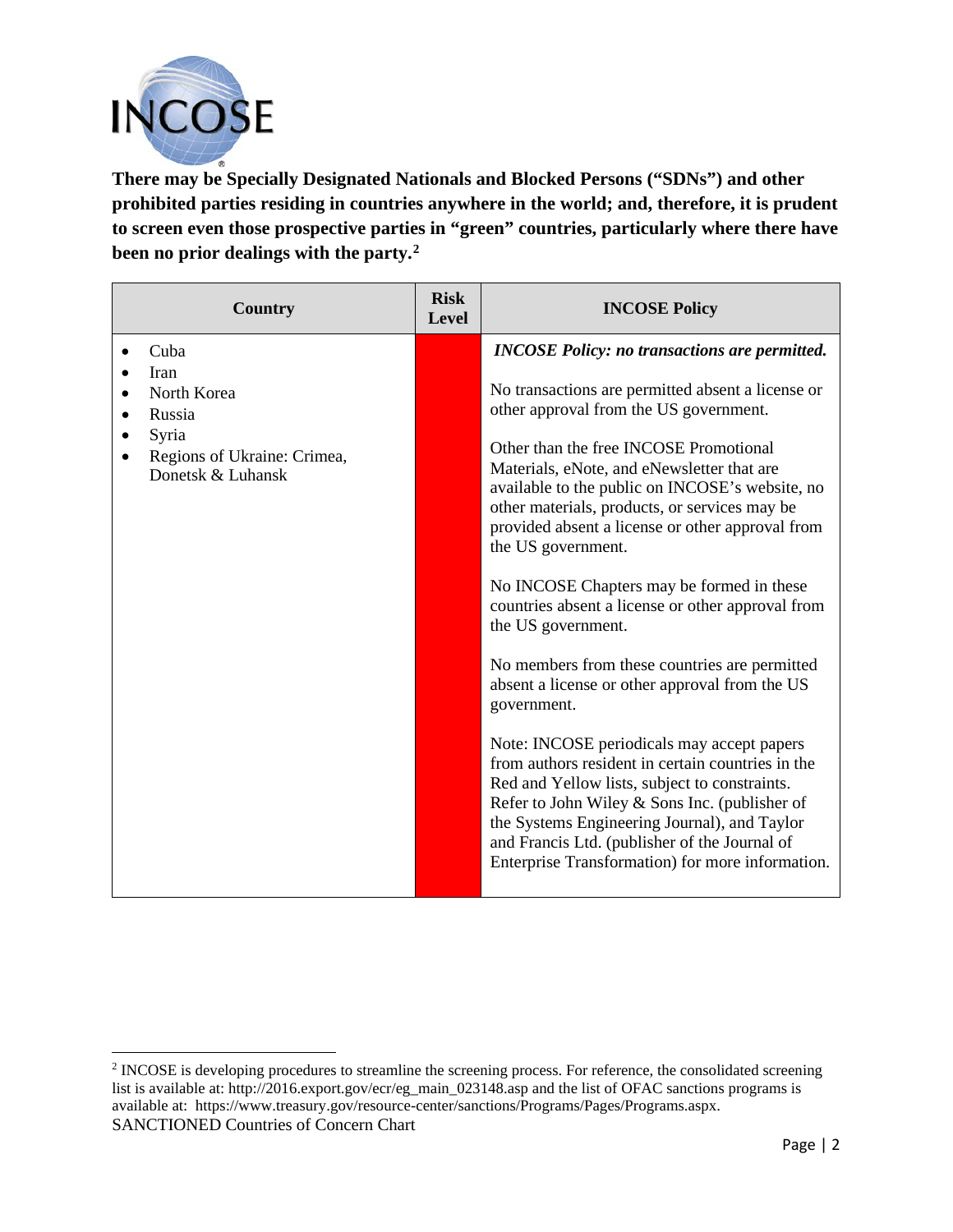**There may be Specially Designated Nationals and Blocked Persons ("SDNs") and other prohibited parties residing in countries anywhere in the world; and, therefore, it is prudent to screen even those prospective parties in "green" countries, particularly where there have been no prior dealings with the party.[2]**

| Country | Risk Level | INCOSE Policy |
|---|---|---|
| • Cuba<br>• Iran<br>• North Korea<br>• Russia<br>• Syria<br>• Regions of Ukraine: Crimea, Donetsk & Luhansk | Red | ***INCOSE Policy: no transactions are permitted.***<br><br>No transactions are permitted absent a license or other approval from the US government.<br><br>Other than the free INCOSE Promotional Materials, eNote, and eNewsletter that are available to the public on INCOSE's website, no other materials, products, or services may be provided absent a license or other approval from the US government.<br><br>No INCOSE Chapters may be formed in these countries absent a license or other approval from the US government.<br><br>No members from these countries are permitted absent a license or other approval from the US government.<br><br>Note: INCOSE periodicals may accept papers from authors resident in certain countries in the Red and Yellow lists, subject to constraints. Refer to John Wiley & Sons Inc. (publisher of the Systems Engineering Journal), and Taylor and Francis Ltd. (publisher of the Journal of Enterprise Transformation) for more information. |

[2] INCOSE is developing procedures to streamline the screening process. For reference, the consolidated screening list is available at: http://2016.export.gov/ecr/eg_main_023148.asp and the list of OFAC sanctions programs is available at: https://www.treasury.gov/resource-center/sanctions/Programs/Pages/Programs.aspx.

SANCTIONED Countries of Concern Chart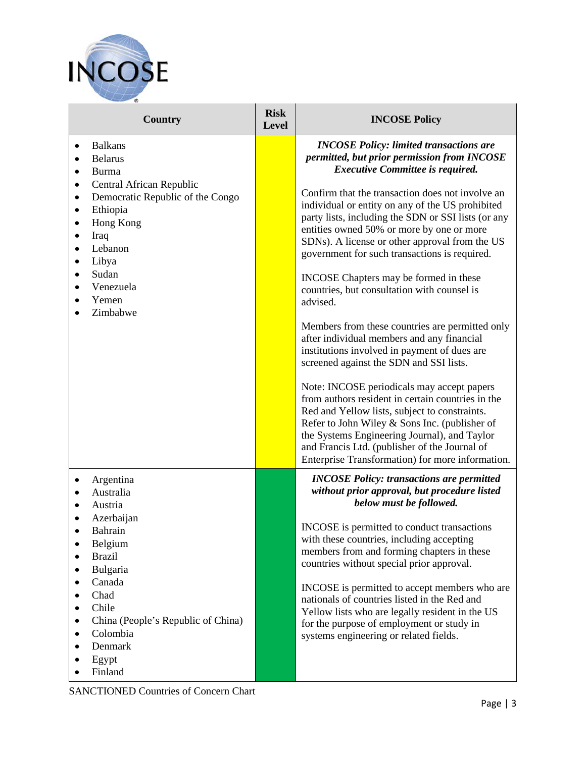| Country | Risk Level | INCOSE Policy |
|---|---|---|
| • Balkans<br>• Belarus<br>• Burma<br>• Central African Republic<br>• Democratic Republic of the Congo<br>• Ethiopia<br>• Hong Kong<br>• Iraq<br>• Lebanon<br>• Libya<br>• Sudan<br>• Venezuela<br>• Yemen<br>• Zimbabwe | Yellow | ***INCOSE Policy: limited transactions are permitted, but prior permission from INCOSE Executive Committee is required.***<br><br>Confirm that the transaction does not involve an individual or entity on any of the US prohibited party lists, including the SDN or SSI lists (or any entities owned 50% or more by one or more SDNs). A license or other approval from the US government for such transactions is required.<br><br>INCOSE Chapters may be formed in these countries, but consultation with counsel is advised.<br><br>Members from these countries are permitted only after individual members and any financial institutions involved in payment of dues are screened against the SDN and SSI lists.<br><br>Note: INCOSE periodicals may accept papers from authors resident in certain countries in the Red and Yellow lists, subject to constraints. Refer to John Wiley & Sons Inc. (publisher of the Systems Engineering Journal), and Taylor and Francis Ltd. (publisher of the Journal of Enterprise Transformation) for more information. |
| • Argentina<br>• Australia<br>• Austria<br>• Azerbaijan<br>• Bahrain<br>• Belgium<br>• Brazil<br>• Bulgaria<br>• Canada<br>• Chad<br>• Chile<br>• China (People's Republic of China)<br>• Colombia<br>• Denmark<br>• Egypt<br>• Finland | Green | ***INCOSE Policy: transactions are permitted without prior approval, but procedure listed below must be followed.***<br><br>INCOSE is permitted to conduct transactions with these countries, including accepting members from and forming chapters in these countries without special prior approval.<br><br>INCOSE is permitted to accept members who are nationals of countries listed in the Red and Yellow lists who are legally resident in the US for the purpose of employment or study in systems engineering or related fields. |

SANCTIONED Countries of Concern Chart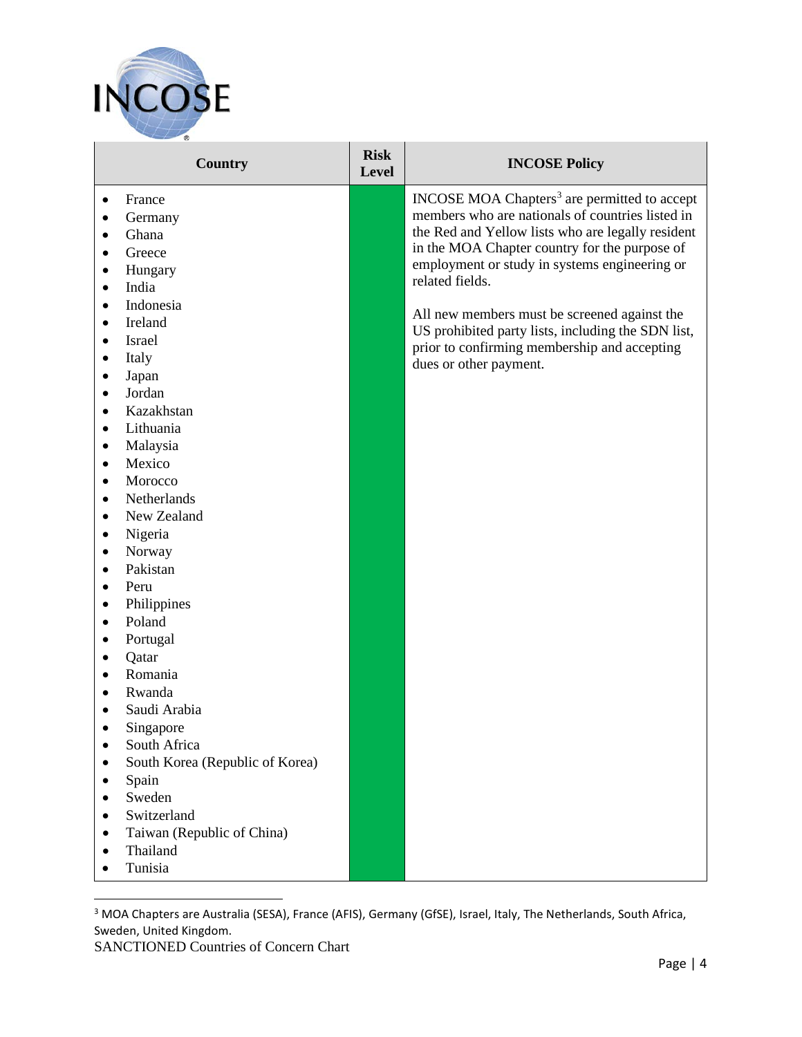| Country | Risk Level | INCOSE Policy |
|---|---|---|
| • France<br>• Germany<br>• Ghana<br>• Greece<br>• Hungary<br>• India<br>• Indonesia<br>• Ireland<br>• Israel<br>• Italy<br>• Japan<br>• Jordan<br>• Kazakhstan<br>• Lithuania<br>• Malaysia<br>• Mexico<br>• Morocco<br>• Netherlands<br>• New Zealand<br>• Nigeria<br>• Norway<br>• Pakistan<br>• Peru<br>• Philippines<br>• Poland<br>• Portugal<br>• Qatar<br>• Romania<br>• Rwanda<br>• Saudi Arabia<br>• Singapore<br>• South Africa<br>• South Korea (Republic of Korea)<br>• Spain<br>• Sweden<br>• Switzerland<br>• Taiwan (Republic of China)<br>• Thailand<br>• Tunisia | | INCOSE MOA Chapters[3] are permitted to accept members who are nationals of countries listed in the Red and Yellow lists who are legally resident in the MOA Chapter country for the purpose of employment or study in systems engineering or related fields.<br><br>All new members must be screened against the US prohibited party lists, including the SDN list, prior to confirming membership and accepting dues or other payment. |

[3] MOA Chapters are Australia (SESA), France (AFIS), Germany (GfSE), Israel, Italy, The Netherlands, South Africa, Sweden, United Kingdom.

SANCTIONED Countries of Concern Chart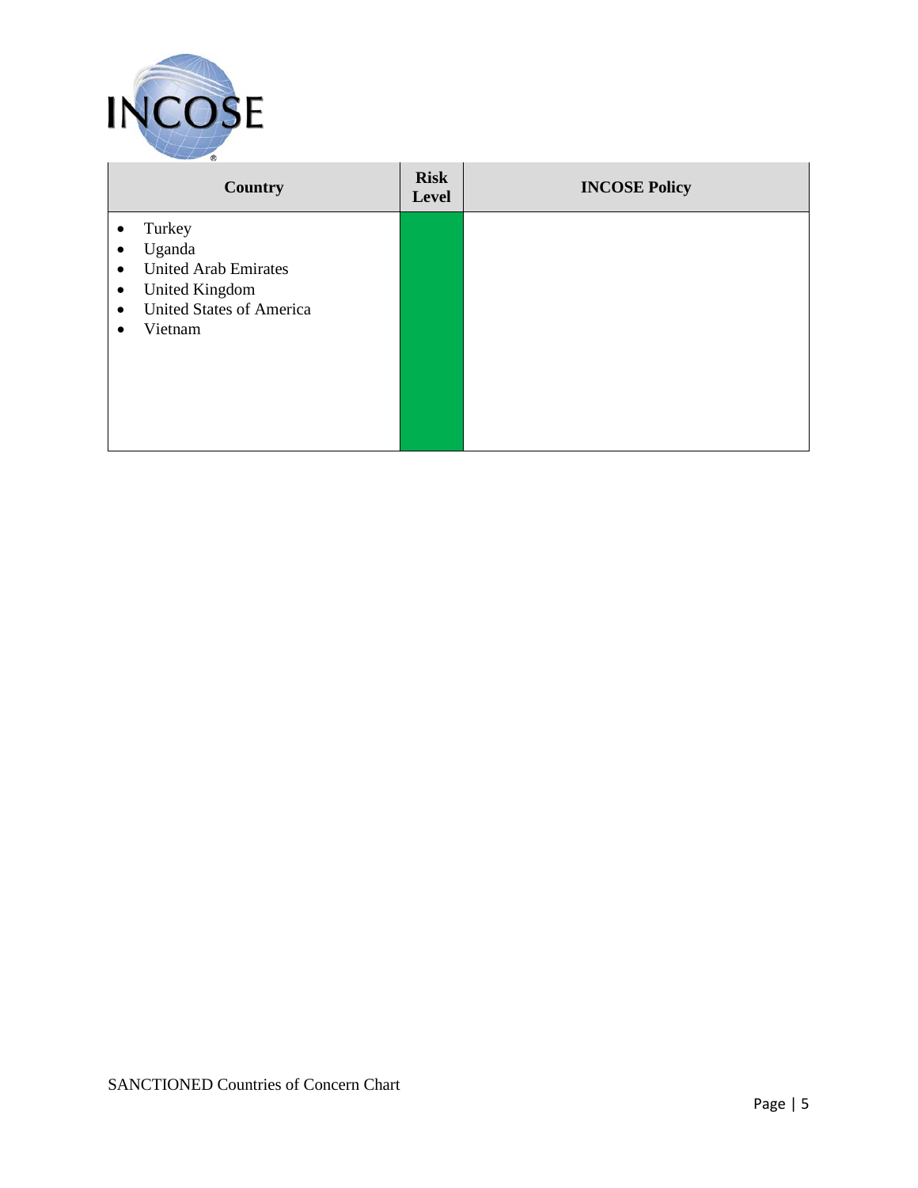| Country | Risk Level | INCOSE Policy |
| --- | --- | --- |
| • Turkey<br>• Uganda<br>• United Arab Emirates<br>• United Kingdom<br>• United States of America<br>• Vietnam | | |